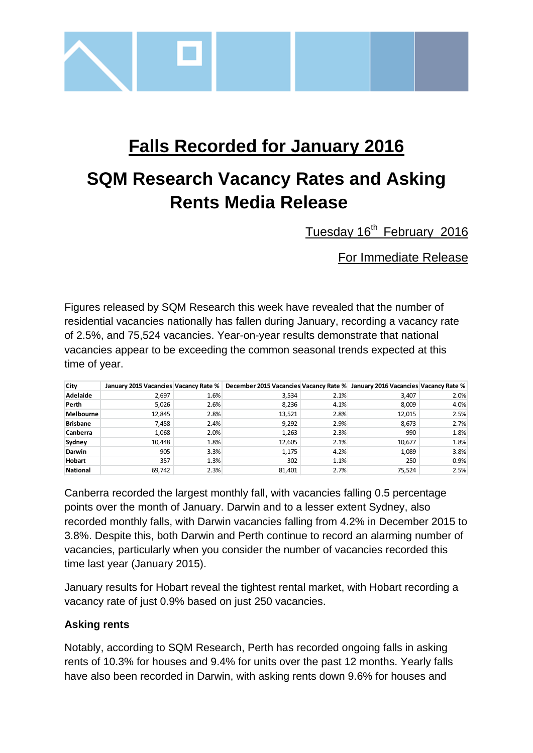# Falls Recorded for January 2016

# SQM Research Vacancy Rates and Asking Rents Media Release

Tuesday 16th February 2016

For Immediate Release

Figures released by SQM Research this week have revealed that the number of residential vacancies nationally has fallen during January, recording a vacancy rate of 2.5%, and 75,524 vacancies. Year-on-year results demonstrate that national vacancies appear to be exceeding the common seasonal trends expected at this time of year.

| City | January 2015 Vacancies | Vacancy Rate % | December 2015 Vacancies | Vacancy Rate % | January 2016 Vacancies | Vacancy Rate % |
|---|---|---|---|---|---|---|
| Adelaide | 2,697 | 1.6% | 3,534 | 2.1% | 3,407 | 2.0% |
| Perth | 5,026 | 2.6% | 8,236 | 4.1% | 8,009 | 4.0% |
| Melbourne | 12,845 | 2.8% | 13,521 | 2.8% | 12,015 | 2.5% |
| Brisbane | 7,458 | 2.4% | 9,292 | 2.9% | 8,673 | 2.7% |
| Canberra | 1,068 | 2.0% | 1,263 | 2.3% | 990 | 1.8% |
| Sydney | 10,448 | 1.8% | 12,605 | 2.1% | 10,677 | 1.8% |
| Darwin | 905 | 3.3% | 1,175 | 4.2% | 1,089 | 3.8% |
| Hobart | 357 | 1.3% | 302 | 1.1% | 250 | 0.9% |
| National | 69,742 | 2.3% | 81,401 | 2.7% | 75,524 | 2.5% |

Canberra recorded the largest monthly fall, with vacancies falling 0.5 percentage points over the month of January. Darwin and to a lesser extent Sydney, also recorded monthly falls, with Darwin vacancies falling from 4.2% in December 2015 to 3.8%. Despite this, both Darwin and Perth continue to record an alarming number of vacancies, particularly when you consider the number of vacancies recorded this time last year (January 2015).

January results for Hobart reveal the tightest rental market, with Hobart recording a vacancy rate of just 0.9% based on just 250 vacancies.

### Asking rents

Notably, according to SQM Research, Perth has recorded ongoing falls in asking rents of 10.3% for houses and 9.4% for units over the past 12 months. Yearly falls have also been recorded in Darwin, with asking rents down 9.6% for houses and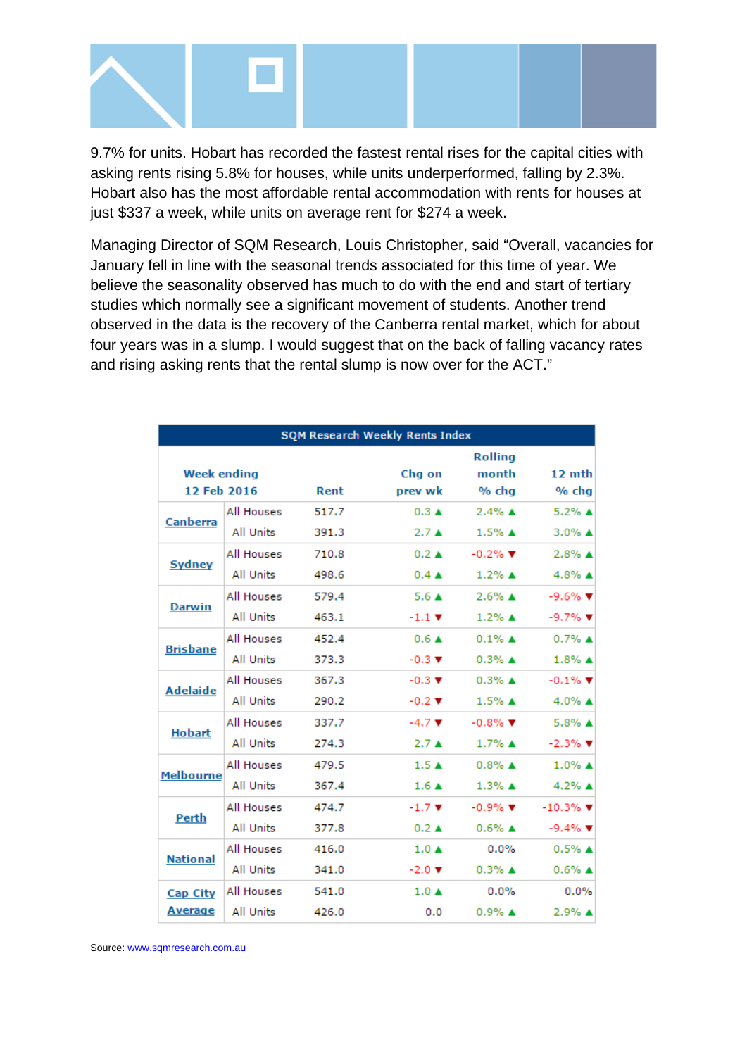9.7% for units. Hobart has recorded the fastest rental rises for the capital cities with asking rents rising 5.8% for houses, while units underperformed, falling by 2.3%. Hobart also has the most affordable rental accommodation with rents for houses at just $337 a week, while units on average rent for $274 a week.

Managing Director of SQM Research, Louis Christopher, said "Overall, vacancies for January fell in line with the seasonal trends associated for this time of year. We believe the seasonality observed has much to do with the end and start of tertiary studies which normally see a significant movement of students. Another trend observed in the data is the recovery of the Canberra rental market, which for about four years was in a slump. I would suggest that on the back of falling vacancy rates and rising asking rents that the rental slump is now over for the ACT."

**SQM Research Weekly Rents Index**

| Week ending 12 Feb 2016 | | Rent | Chg on prev wk | Rolling month % chg | 12 mth % chg |
|---|---|---|---|---|---|
| Canberra | All Houses | 517.7 | 0.3 ▲ | 2.4% ▲ | 5.2% ▲ |
| | All Units | 391.3 | 2.7 ▲ | 1.5% ▲ | 3.0% ▲ |
| Sydney | All Houses | 710.8 | 0.2 ▲ | -0.2% ▼ | 2.8% ▲ |
| | All Units | 498.6 | 0.4 ▲ | 1.2% ▲ | 4.8% ▲ |
| Darwin | All Houses | 579.4 | 5.6 ▲ | 2.6% ▲ | -9.6% ▼ |
| | All Units | 463.1 | -1.1 ▼ | 1.2% ▲ | -9.7% ▼ |
| Brisbane | All Houses | 452.4 | 0.6 ▲ | 0.1% ▲ | 0.7% ▲ |
| | All Units | 373.3 | -0.3 ▼ | 0.3% ▲ | 1.8% ▲ |
| Adelaide | All Houses | 367.3 | -0.3 ▼ | 0.3% ▲ | -0.1% ▼ |
| | All Units | 290.2 | -0.2 ▼ | 1.5% ▲ | 4.0% ▲ |
| Hobart | All Houses | 337.7 | -4.7 ▼ | -0.8% ▼ | 5.8% ▲ |
| | All Units | 274.3 | 2.7 ▲ | 1.7% ▲ | -2.3% ▼ |
| Melbourne | All Houses | 479.5 | 1.5 ▲ | 0.8% ▲ | 1.0% ▲ |
| | All Units | 367.4 | 1.6 ▲ | 1.3% ▲ | 4.2% ▲ |
| Perth | All Houses | 474.7 | -1.7 ▼ | -0.9% ▼ | -10.3% ▼ |
| | All Units | 377.8 | 0.2 ▲ | 0.6% ▲ | -9.4% ▼ |
| National | All Houses | 416.0 | 1.0 ▲ | 0.0% | 0.5% ▲ |
| | All Units | 341.0 | -2.0 ▼ | 0.3% ▲ | 0.6% ▲ |
| Cap City Average | All Houses | 541.0 | 1.0 ▲ | 0.0% | 0.0% |
| | All Units | 426.0 | 0.0 | 0.9% ▲ | 2.9% ▲ |

Source: www.sqmresearch.com.au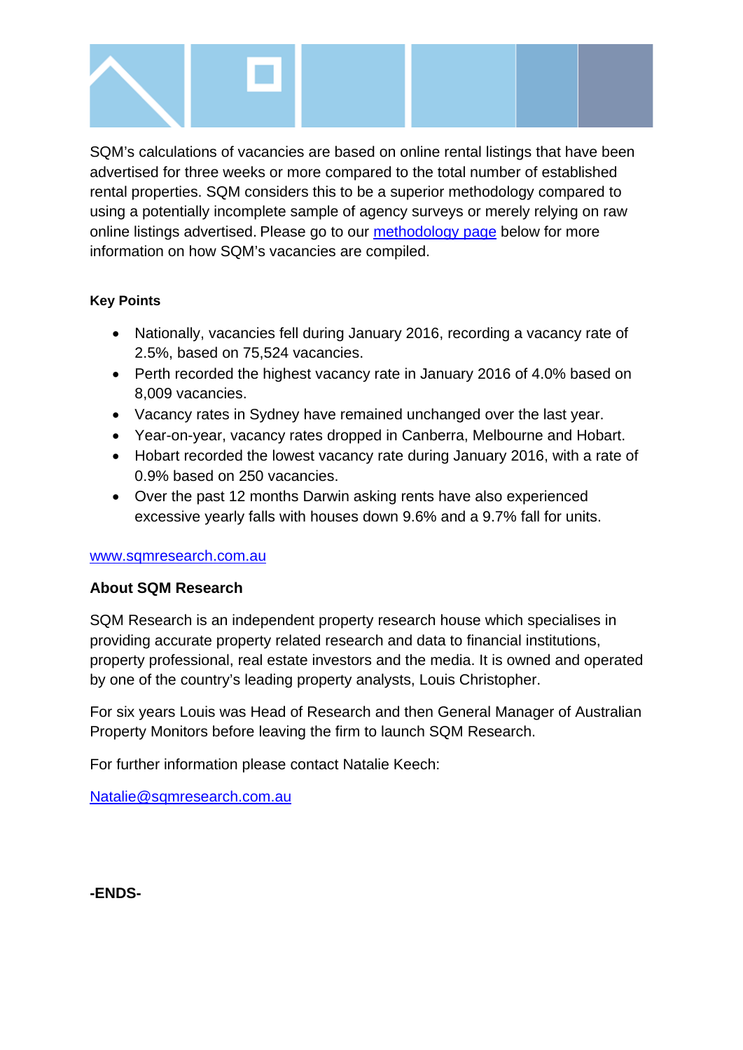SQM's calculations of vacancies are based on online rental listings that have been advertised for three weeks or more compared to the total number of established rental properties. SQM considers this to be a superior methodology compared to using a potentially incomplete sample of agency surveys or merely relying on raw online listings advertised. Please go to our [methodology page](#) below for more information on how SQM's vacancies are compiled.

**Key Points**

- Nationally, vacancies fell during January 2016, recording a vacancy rate of 2.5%, based on 75,524 vacancies.
- Perth recorded the highest vacancy rate in January 2016 of 4.0% based on 8,009 vacancies.
- Vacancy rates in Sydney have remained unchanged over the last year.
- Year-on-year, vacancy rates dropped in Canberra, Melbourne and Hobart.
- Hobart recorded the lowest vacancy rate during January 2016, with a rate of 0.9% based on 250 vacancies.
- Over the past 12 months Darwin asking rents have also experienced excessive yearly falls with houses down 9.6% and a 9.7% fall for units.

[www.sqmresearch.com.au](http://www.sqmresearch.com.au)

**About SQM Research**

SQM Research is an independent property research house which specialises in providing accurate property related research and data to financial institutions, property professional, real estate investors and the media. It is owned and operated by one of the country's leading property analysts, Louis Christopher.

For six years Louis was Head of Research and then General Manager of Australian Property Monitors before leaving the firm to launch SQM Research.

For further information please contact Natalie Keech:

[Natalie@sqmresearch.com.au](mailto:Natalie@sqmresearch.com.au)

**-ENDS-**